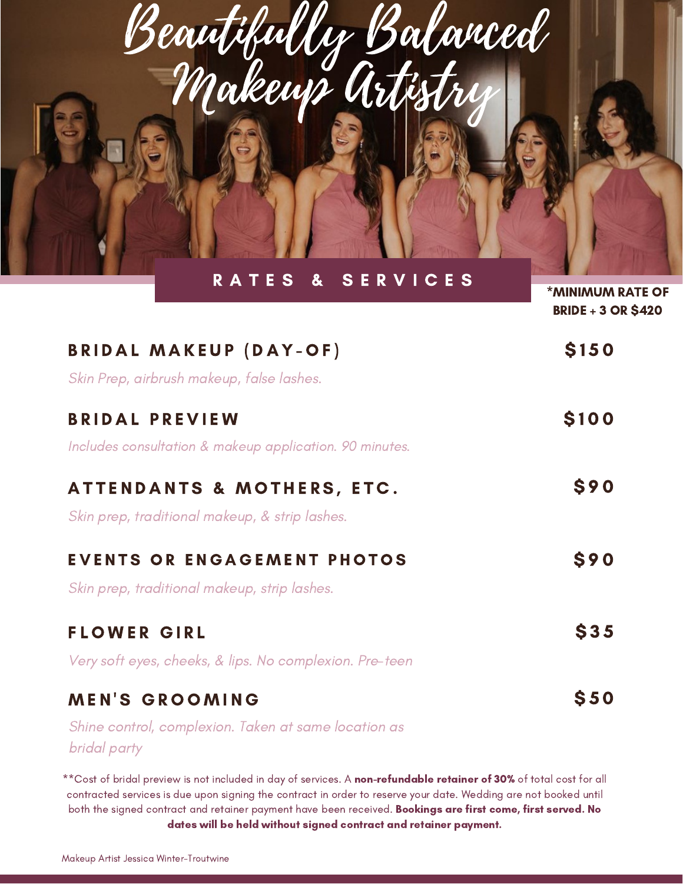# Beautifully Balanced Makeup Artistry

## RATES & SERVICES

**\*MINIMUM RATE OF BRIDE + 3 OR $420**

### BRIDAL MAKEUP (DAY-OF) — $150

*Skin Prep, airbrush makeup, false lashes.*

### BRIDAL PREVIEW — $100

*Includes consultation & makeup application. 90 minutes.*

### ATTENDANTS & MOTHERS, ETC. — $90

*Skin prep, traditional makeup, & strip lashes.*

### EVENTS OR ENGAGEMENT PHOTOS — $90

*Skin prep, traditional makeup, strip lashes.*

### FLOWER GIRL — $35

*Very soft eyes, cheeks, & lips. No complexion. Pre-teen*

### MEN'S GROOMING — $50

*Shine control, complexion. Taken at same location as bridal party*

\*\*Cost of bridal preview is not included in day of services. A **non-refundable retainer of 30%** of total cost for all contracted services is due upon signing the contract in order to reserve your date. Wedding are not booked until both the signed contract and retainer payment have been received. **Bookings are first come, first served. No dates will be held without signed contract and retainer payment.**

Makeup Artist Jessica Winter-Troutwine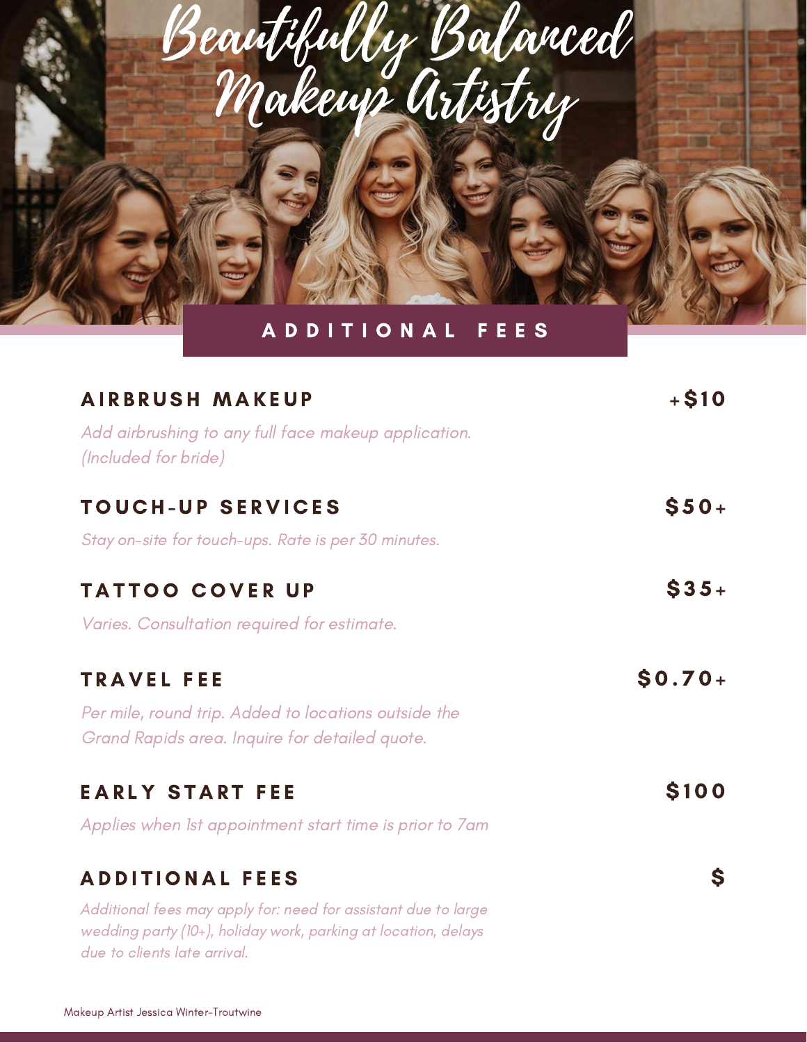# Beautifully Balanced Makeup Artistry

## ADDITIONAL FEES

### AIRBRUSH MAKEUP — +$10

*Add airbrushing to any full face makeup application. (Included for bride)*

### TOUCH-UP SERVICES — $50+

*Stay on-site for touch-ups. Rate is per 30 minutes.*

### TATTOO COVER UP — $35+

*Varies. Consultation required for estimate.*

### TRAVEL FEE — $0.70+

*Per mile, round trip. Added to locations outside the Grand Rapids area. Inquire for detailed quote.*

### EARLY START FEE — $100

*Applies when 1st appointment start time is prior to 7am*

### ADDITIONAL FEES — $

*Additional fees may apply for: need for assistant due to large wedding party (10+), holiday work, parking at location, delays due to clients late arrival.*

Makeup Artist Jessica Winter-Troutwine